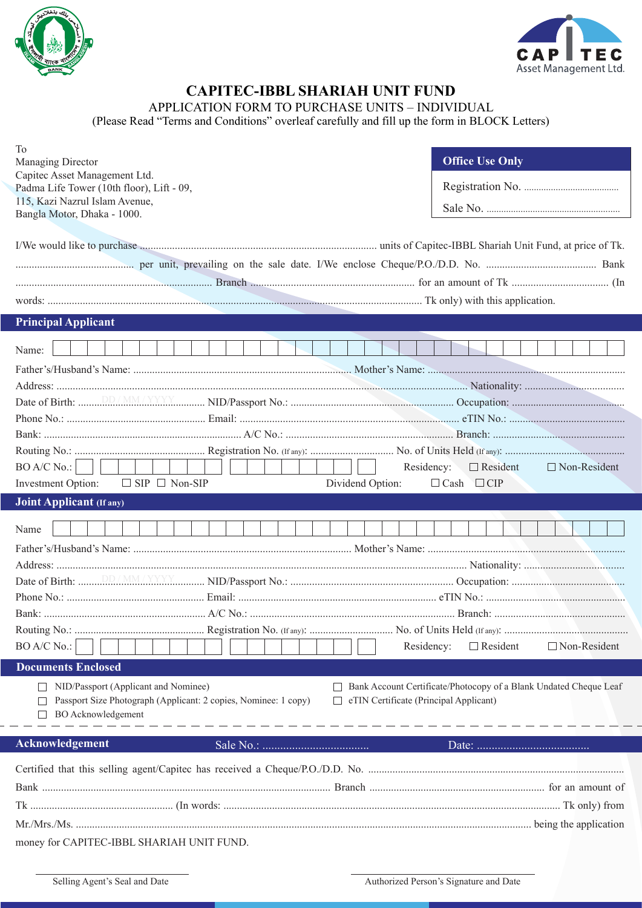# CAPITEC-IBBL SHARIAH UNIT FUND

APPLICATION FORM TO PURCHASE UNITS – INDIVIDUAL

(Please Read "Terms and Conditions" overleaf carefully and fill up the form in BLOCK Letters)

To
Managing Director
Capitec Asset Management Ltd.
Padma Life Tower (10th floor), Lift - 09,
115, Kazi Nazrul Islam Avenue,
Bangla Motor, Dhaka - 1000.

**Office Use Only**

Registration No. ......................................

Sale No. ......................................................

I/We would like to purchase ........................................................................................ units of Capitec-IBBL Shariah Unit Fund, at price of Tk. ............................................ per unit, prevailing on the sale date. I/We enclose Cheque/P.O./D.D. No. ......................................... Bank ........................................................................ Branch ............................................................ for an amount of Tk .................................... (In words: ......................................................................................................................................... Tk only) with this application.

## Principal Applicant

Name: ☐☐☐☐☐☐☐☐☐☐☐☐☐☐☐☐☐☐☐☐☐☐☐☐☐☐☐☐☐☐☐☐☐

Father's/Husband's Name: ................................................................................ Mother's Name: ........................................................................

Address: ........................................................................................................................................................... Nationality: .....................................

Date of Birth: ...DD / MM / YYYY........................ NID/Passport No.: ............................................................ Occupation: ..........................................

Phone No.: ................................................... Email: ................................................................................. eTIN No.: ...........................................

Bank: ......................................................................... A/C No.: ............................................................. Branch: ................................................

Routing No.: ................................................ Registration No. (If any): .............................. No. of Units Held (If any): ............................................

BO A/C No.: ☐ ☐☐☐☐☐☐☐☐ ☐☐☐☐☐☐☐☐ ☐    Residency: ☐ Resident ☐ Non-Resident

Investment Option: ☐ SIP ☐ Non-SIP    Dividend Option: ☐ Cash ☐ CIP

## Joint Applicant (If any)

Name ☐☐☐☐☐☐☐☐☐☐☐☐☐☐☐☐☐☐☐☐☐☐☐☐☐☐☐☐☐☐☐☐☐

Father's/Husband's Name: ................................................................................ Mother's Name: ........................................................................

Address: ........................................................................................................................................................... Nationality: .....................................

Date of Birth: ...DD / MM / YYYY........................ NID/Passport No.: ............................................................ Occupation: ..........................................

Phone No.: ................................................... Email: ......................................................................... eTIN No.: ...................................................

Bank: ............................................................ A/C No.: ........................................................................... Branch: ................................................

Routing No.: ................................................ Registration No. (If any): .............................. No. of Units Held (If any): ............................................

BO A/C No.: ☐ ☐☐☐☐☐☐☐☐ ☐☐☐☐☐☐☐☐ ☐    Residency: ☐ Resident ☐ Non-Resident

## Documents Enclosed

- ☐ NID/Passport (Applicant and Nominee)
- ☐ Passport Size Photograph (Applicant: 2 copies, Nominee: 1 copy)
- ☐ BO Acknowledgement
- ☐ Bank Account Certificate/Photocopy of a Blank Undated Cheque Leaf
- ☐ eTIN Certificate (Principal Applicant)

---

## Acknowledgement

Sale No.: ....................................    Date: ......................................

Certified that this selling agent/Capitec has received a Cheque/P.O./D.D. No. ............................................................................................. Bank .......................................................................................... Branch ................................................................ for an amount of Tk ..................................................... (In words: ........................................................................................................... Tk only) from Mr./Mrs./Ms. .................................................................................................................................................... being the application money for CAPITEC-IBBL SHARIAH UNIT FUND.

Selling Agent's Seal and Date

Authorized Person's Signature and Date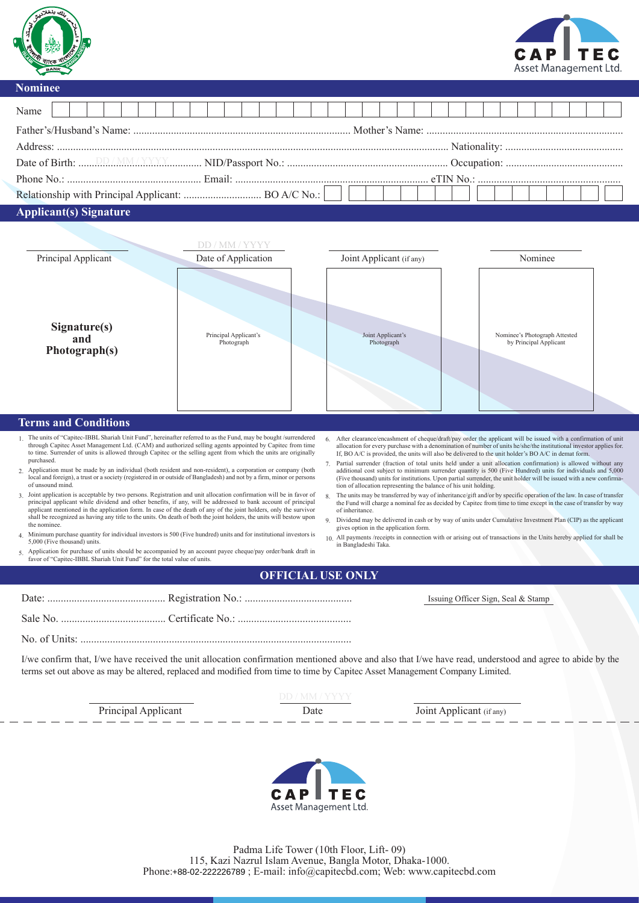## Nominee

Name

Father's/Husband's Name: ................................................................................ Mother's Name: ........................................................................

Address: ................................................................................................................................................. Nationality: ............................................

Date of Birth: DD / MM / YYYY ............ NID/Passport No.: ........................................................... Occupation: ............................................

Phone No.: .................................................. Email: ........................................................................ eTIN No.: ....................................................

Relationship with Principal Applicant: ............................. BO A/C No.:

## Applicant(s) Signature

| Principal Applicant | Date of Application (DD / MM / YYYY) | Joint Applicant (if any) | Nominee |
|---|---|---|---|
| **Signature(s) and Photograph(s)** | Principal Applicant's Photograph | Joint Applicant's Photograph | Nominee's Photograph Attested by Principal Applicant |

## Terms and Conditions

1. The units of "Capitec-IBBL Shariah Unit Fund", hereinafter referred to as the Fund, may be bought /surrendered through Capitec Asset Management Ltd. (CAM) and authorized selling agents appointed by Capitec from time to time. Surrender of units is allowed through Capitec or the selling agent from which the units are originally purchased.
2. Application must be made by an individual (both resident and non-resident), a corporation or company (both local and foreign), a trust or a society (registered in or outside of Bangladesh) and not by a firm, minor or persons of unsound mind.
3. Joint application is acceptable by two persons. Registration and unit allocation confirmation will be in favor of principal applicant while dividend and other benefits, if any, will be addressed to bank account of principal applicant mentioned in the application form. In case of the death of any of the joint holders, only the survivor shall be recognized as having any title to the units. On death of both the joint holders, the units will bestow upon the nominee.
4. Minimum purchase quantity for individual investors is 500 (Five hundred) units and for institutional investors is 5,000 (Five thousand) units.
5. Application for purchase of units should be accompanied by an account payee cheque/pay order/bank draft in favor of "Capitec-IBBL Shariah Unit Fund" for the total value of units.
6. After clearance/encashment of cheque/draft/pay order the applicant will be issued with a confirmation of unit allocation for every purchase with a denomination of number of units he/she/the institutional investor applies for. If, BO A/C is provided, the units will also be delivered to the unit holder's BO A/C in demat form.
7. Partial surrender (fraction of total units held under a unit allocation confirmation) is allowed without any additional cost subject to minimum surrender quantity is 500 (Five Hundred) units for individuals and 5,000 (Five thousand) units for institutions. Upon partial surrender, the unit holder will be issued with a new confirmation of allocation representing the balance of his unit holding.
8. The units may be transferred by way of inheritance/gift and/or by specific operation of the law. In case of transfer the Fund will charge a nominal fee as decided by Capitec from time to time except in the case of transfer by way of inheritance.
9. Dividend may be delivered in cash or by way of units under Cumulative Investment Plan (CIP) as the applicant gives option in the application form.
10. All payments /receipts in connection with or arising out of transactions in the Units hereby applied for shall be in Bangladeshi Taka.

## OFFICIAL USE ONLY

Date: ........................................... Registration No.: .......................................

Issuing Officer Sign, Seal & Stamp

Sale No. ....................................... Certificate No.: .........................................

No. of Units: ....................................................................................................

I/we confirm that, I/we have received the unit allocation confirmation mentioned above and also that I/we have read, understood and agree to abide by the terms set out above as may be altered, replaced and modified from time to time by Capitec Asset Management Company Limited.

Principal Applicant | Date (DD / MM / YYYY) | Joint Applicant (if any)

CAPITEC Asset Management Ltd.

Padma Life Tower (10th Floor, Lift- 09)
115, Kazi Nazrul Islam Avenue, Bangla Motor, Dhaka-1000.
Phone:+88-02-222226789 ; E-mail: info@capitecbd.com; Web: www.capitecbd.com